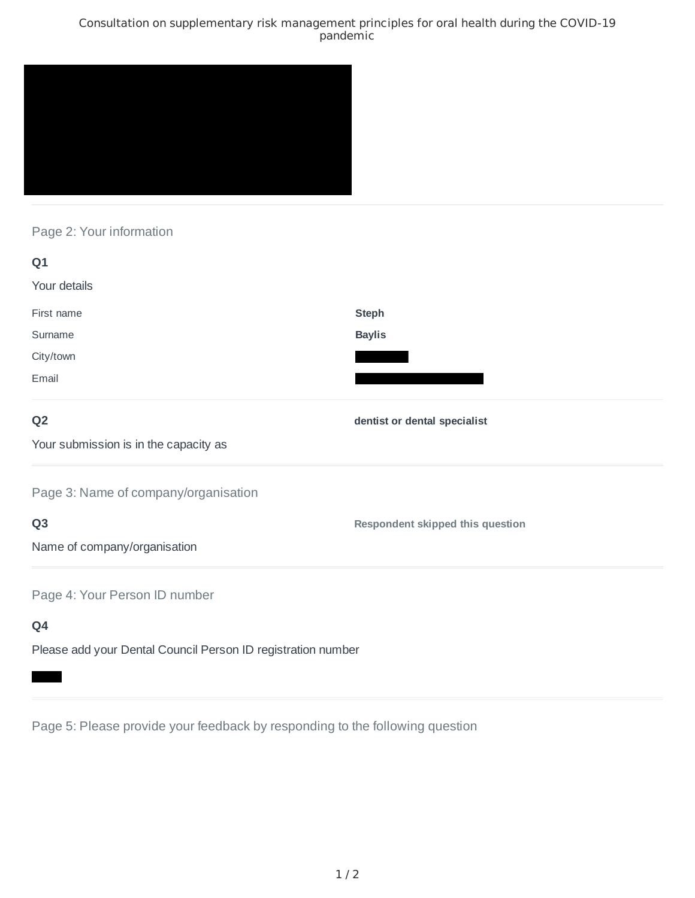Consultation on supplementary risk management principles for oral health during the COVID-19 pandemic

## Page 2: Your information

### Q1

Your details

| | |
|---|---|
| First name | **Steph** |
| Surname | **Baylis** |
| City/town | |
| Email | |

### Q2

Your submission is in the capacity as

**dentist or dental specialist**

## Page 3: Name of company/organisation

### Q3

Name of company/organisation

**Respondent skipped this question**

## Page 4: Your Person ID number

### Q4

Please add your Dental Council Person ID registration number

## Page 5: Please provide your feedback by responding to the following question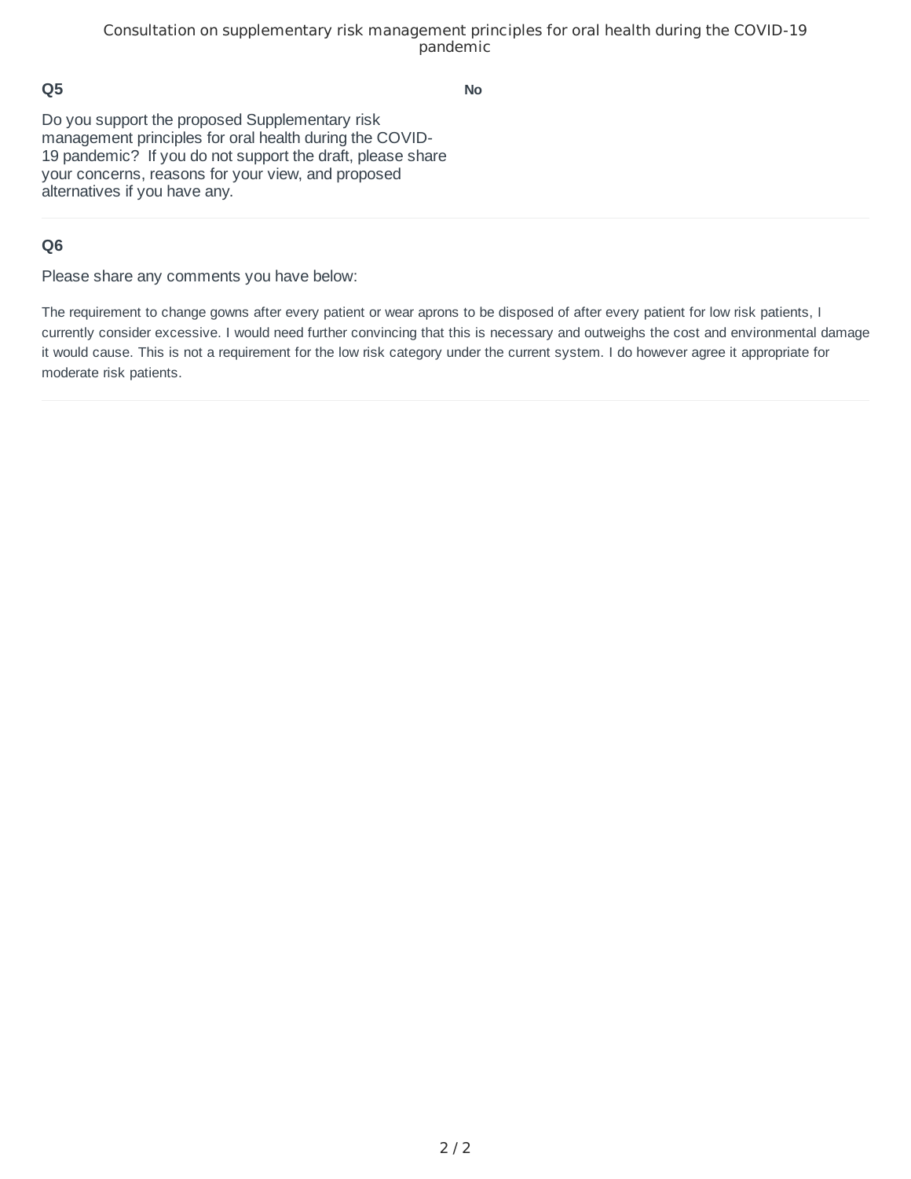### Q5

Do you support the proposed Supplementary risk management principles for oral health during the COVID-19 pandemic? If you do not support the draft, please share your concerns, reasons for your view, and proposed alternatives if you have any.

**No**

### Q6

Please share any comments you have below:

The requirement to change gowns after every patient or wear aprons to be disposed of after every patient for low risk patients, I currently consider excessive. I would need further convincing that this is necessary and outweighs the cost and environmental damage it would cause. This is not a requirement for the low risk category under the current system. I do however agree it appropriate for moderate risk patients.